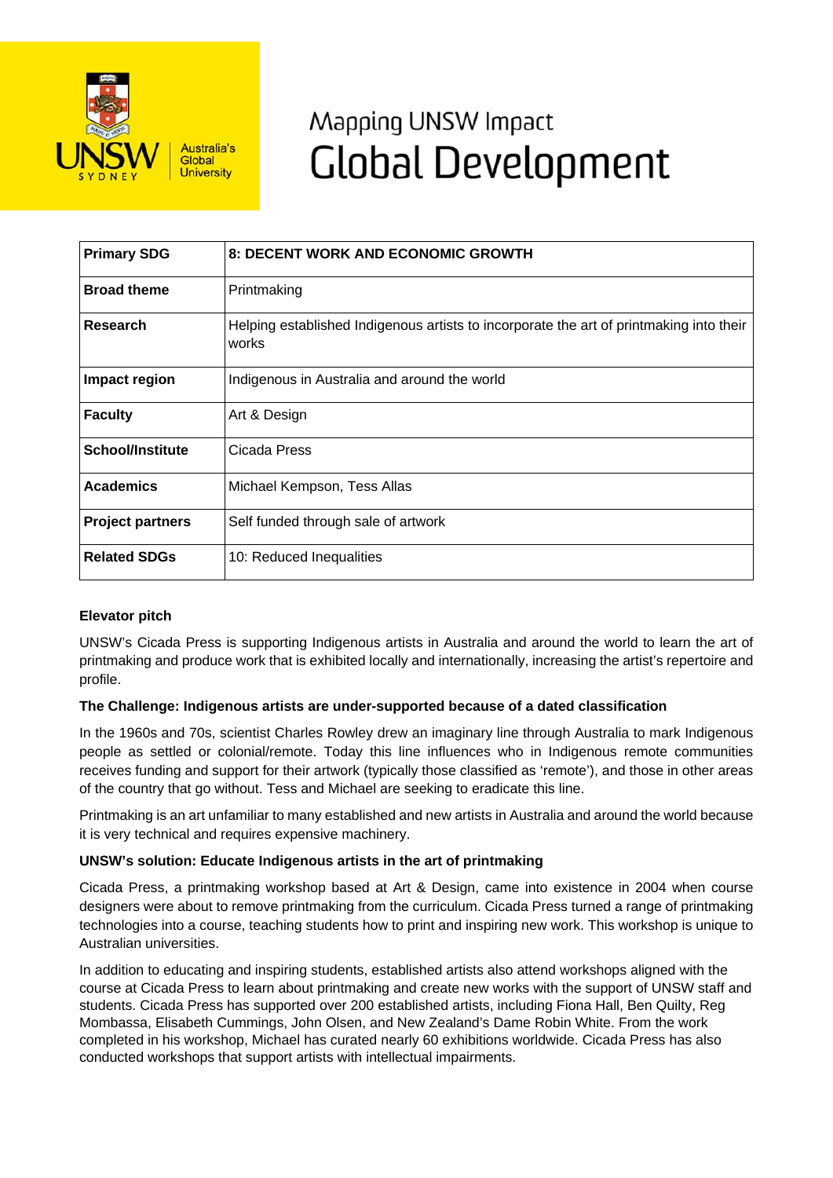# Mapping UNSW Impact
# Global Development

| Primary SDG | 8: DECENT WORK AND ECONOMIC GROWTH |
| --- | --- |
| Broad theme | Printmaking |
| Research | Helping established Indigenous artists to incorporate the art of printmaking into their works |
| Impact region | Indigenous in Australia and around the world |
| Faculty | Art & Design |
| School/Institute | Cicada Press |
| Academics | Michael Kempson, Tess Allas |
| Project partners | Self funded through sale of artwork |
| Related SDGs | 10: Reduced Inequalities |

**Elevator pitch**

UNSW's Cicada Press is supporting Indigenous artists in Australia and around the world to learn the art of printmaking and produce work that is exhibited locally and internationally, increasing the artist's repertoire and profile.

**The Challenge: Indigenous artists are under-supported because of a dated classification**

In the 1960s and 70s, scientist Charles Rowley drew an imaginary line through Australia to mark Indigenous people as settled or colonial/remote. Today this line influences who in Indigenous remote communities receives funding and support for their artwork (typically those classified as 'remote'), and those in other areas of the country that go without. Tess and Michael are seeking to eradicate this line.

Printmaking is an art unfamiliar to many established and new artists in Australia and around the world because it is very technical and requires expensive machinery.

**UNSW's solution: Educate Indigenous artists in the art of printmaking**

Cicada Press, a printmaking workshop based at Art & Design, came into existence in 2004 when course designers were about to remove printmaking from the curriculum. Cicada Press turned a range of printmaking technologies into a course, teaching students how to print and inspiring new work. This workshop is unique to Australian universities.

In addition to educating and inspiring students, established artists also attend workshops aligned with the course at Cicada Press to learn about printmaking and create new works with the support of UNSW staff and students. Cicada Press has supported over 200 established artists, including Fiona Hall, Ben Quilty, Reg Mombassa, Elisabeth Cummings, John Olsen, and New Zealand's Dame Robin White. From the work completed in his workshop, Michael has curated nearly 60 exhibitions worldwide. Cicada Press has also conducted workshops that support artists with intellectual impairments.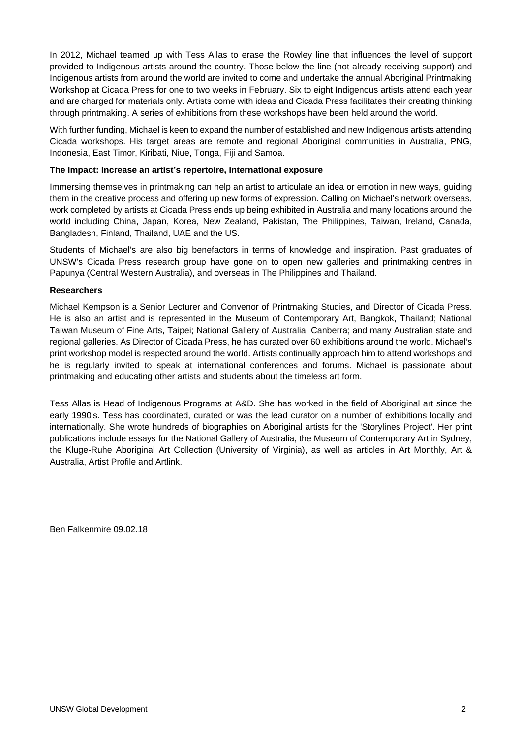In 2012, Michael teamed up with Tess Allas to erase the Rowley line that influences the level of support provided to Indigenous artists around the country. Those below the line (not already receiving support) and Indigenous artists from around the world are invited to come and undertake the annual Aboriginal Printmaking Workshop at Cicada Press for one to two weeks in February. Six to eight Indigenous artists attend each year and are charged for materials only. Artists come with ideas and Cicada Press facilitates their creating thinking through printmaking. A series of exhibitions from these workshops have been held around the world.

With further funding, Michael is keen to expand the number of established and new Indigenous artists attending Cicada workshops. His target areas are remote and regional Aboriginal communities in Australia, PNG, Indonesia, East Timor, Kiribati, Niue, Tonga, Fiji and Samoa.

**The Impact: Increase an artist's repertoire, international exposure**

Immersing themselves in printmaking can help an artist to articulate an idea or emotion in new ways, guiding them in the creative process and offering up new forms of expression. Calling on Michael's network overseas, work completed by artists at Cicada Press ends up being exhibited in Australia and many locations around the world including China, Japan, Korea, New Zealand, Pakistan, The Philippines, Taiwan, Ireland, Canada, Bangladesh, Finland, Thailand, UAE and the US.

Students of Michael's are also big benefactors in terms of knowledge and inspiration. Past graduates of UNSW's Cicada Press research group have gone on to open new galleries and printmaking centres in Papunya (Central Western Australia), and overseas in The Philippines and Thailand.

**Researchers**

Michael Kempson is a Senior Lecturer and Convenor of Printmaking Studies, and Director of Cicada Press. He is also an artist and is represented in the Museum of Contemporary Art, Bangkok, Thailand; National Taiwan Museum of Fine Arts, Taipei; National Gallery of Australia, Canberra; and many Australian state and regional galleries. As Director of Cicada Press, he has curated over 60 exhibitions around the world. Michael's print workshop model is respected around the world. Artists continually approach him to attend workshops and he is regularly invited to speak at international conferences and forums. Michael is passionate about printmaking and educating other artists and students about the timeless art form.

Tess Allas is Head of Indigenous Programs at A&D. She has worked in the field of Aboriginal art since the early 1990's. Tess has coordinated, curated or was the lead curator on a number of exhibitions locally and internationally. She wrote hundreds of biographies on Aboriginal artists for the 'Storylines Project'. Her print publications include essays for the National Gallery of Australia, the Museum of Contemporary Art in Sydney, the Kluge-Ruhe Aboriginal Art Collection (University of Virginia), as well as articles in Art Monthly, Art & Australia, Artist Profile and Artlink.

Ben Falkenmire 09.02.18